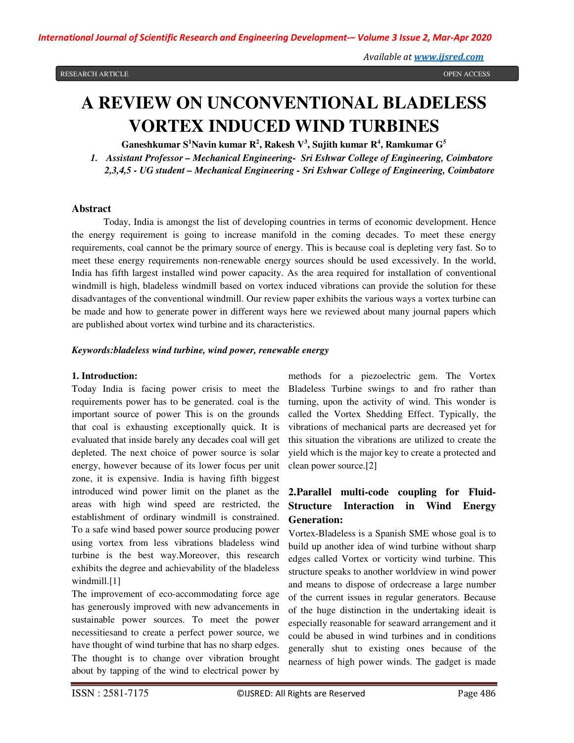RESEARCH ARTICLE OPEN ACCESS

# A REVIEW ON UNCONVENTIONAL BLADELESS VORTEX INDUCED WIND TURBINES

**Ganeshkumar S[1] Navin kumar R[2], Rakesh V[3], Sujith kumar R[4], Ramkumar G[5]**

*1. Assistant Professor – Mechanical Engineering- Sri Eshwar College of Engineering, Coimbatore*
*2,3,4,5 - UG student – Mechanical Engineering - Sri Eshwar College of Engineering, Coimbatore*

## Abstract

Today, India is amongst the list of developing countries in terms of economic development. Hence the energy requirement is going to increase manifold in the coming decades. To meet these energy requirements, coal cannot be the primary source of energy. This is because coal is depleting very fast. So to meet these energy requirements non-renewable energy sources should be used excessively. In the world, India has fifth largest installed wind power capacity. As the area required for installation of conventional windmill is high, bladeless windmill based on vortex induced vibrations can provide the solution for these disadvantages of the conventional windmill. Our review paper exhibits the various ways a vortex turbine can be made and how to generate power in different ways here we reviewed about many journal papers which are published about vortex wind turbine and its characteristics.

***Keywords:bladeless wind turbine, wind power, renewable energy***

## 1. Introduction:

Today India is facing power crisis to meet the requirements power has to be generated. coal is the important source of power This is on the grounds that coal is exhausting exceptionally quick. It is evaluated that inside barely any decades coal will get depleted. The next choice of power source is solar energy, however because of its lower focus per unit zone, it is expensive. India is having fifth biggest introduced wind power limit on the planet as the areas with high wind speed are restricted, the establishment of ordinary windmill is constrained. To a safe wind based power source producing power using vortex from less vibrations bladeless wind turbine is the best way.Moreover, this research exhibits the degree and achievability of the bladeless windmill.[1]

The improvement of eco-accommodating force age has generously improved with new advancements in sustainable power sources. To meet the power necessitiesand to create a perfect power source, we have thought of wind turbine that has no sharp edges. The thought is to change over vibration brought about by tapping of the wind to electrical power by methods for a piezoelectric gem. The Vortex Bladeless Turbine swings to and fro rather than turning, upon the activity of wind. This wonder is called the Vortex Shedding Effect. Typically, the vibrations of mechanical parts are decreased yet for this situation the vibrations are utilized to create the yield which is the major key to create a protected and clean power source.[2]

## 2.Parallel multi-code coupling for Fluid-Structure Interaction in Wind Energy Generation:

Vortex-Bladeless is a Spanish SME whose goal is to build up another idea of wind turbine without sharp edges called Vortex or vorticity wind turbine. This structure speaks to another worldview in wind power and means to dispose of ordecrease a large number of the current issues in regular generators. Because of the huge distinction in the undertaking ideait is especially reasonable for seaward arrangement and it could be abused in wind turbines and in conditions generally shut to existing ones because of the nearness of high power winds. The gadget is made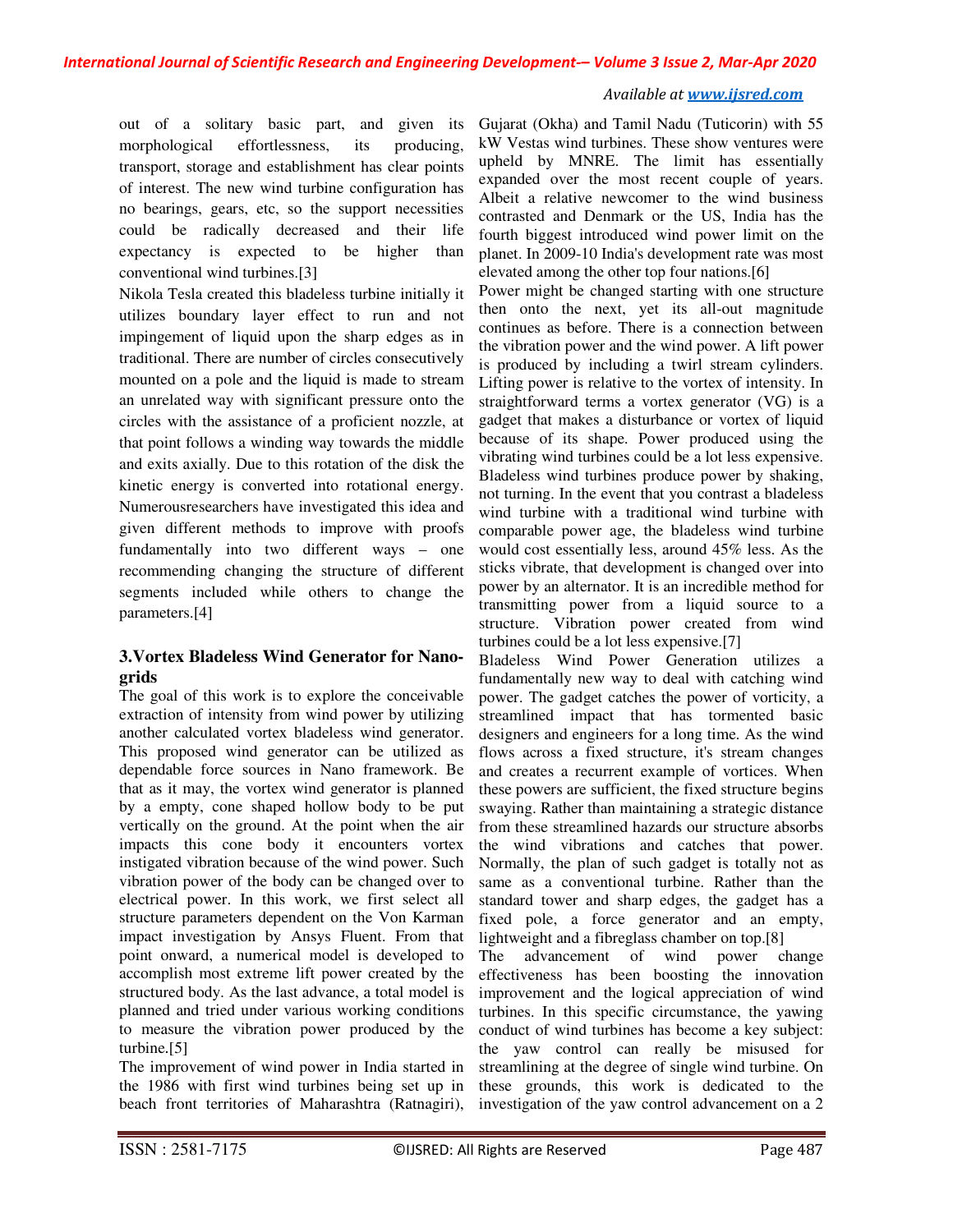out of a solitary basic part, and given its morphological effortlessness, its producing, transport, storage and establishment has clear points of interest. The new wind turbine configuration has no bearings, gears, etc, so the support necessities could be radically decreased and their life expectancy is expected to be higher than conventional wind turbines.[3]

Nikola Tesla created this bladeless turbine initially it utilizes boundary layer effect to run and not impingement of liquid upon the sharp edges as in traditional. There are number of circles consecutively mounted on a pole and the liquid is made to stream an unrelated way with significant pressure onto the circles with the assistance of a proficient nozzle, at that point follows a winding way towards the middle and exits axially. Due to this rotation of the disk the kinetic energy is converted into rotational energy. Numerousresearchers have investigated this idea and given different methods to improve with proofs fundamentally into two different ways – one recommending changing the structure of different segments included while others to change the parameters.[4]

## 3.Vortex Bladeless Wind Generator for Nano-grids

The goal of this work is to explore the conceivable extraction of intensity from wind power by utilizing another calculated vortex bladeless wind generator. This proposed wind generator can be utilized as dependable force sources in Nano framework. Be that as it may, the vortex wind generator is planned by a empty, cone shaped hollow body to be put vertically on the ground. At the point when the air impacts this cone body it encounters vortex instigated vibration because of the wind power. Such vibration power of the body can be changed over to electrical power. In this work, we first select all structure parameters dependent on the Von Karman impact investigation by Ansys Fluent. From that point onward, a numerical model is developed to accomplish most extreme lift power created by the structured body. As the last advance, a total model is planned and tried under various working conditions to measure the vibration power produced by the turbine.[5]

The improvement of wind power in India started in the 1986 with first wind turbines being set up in beach front territories of Maharashtra (Ratnagiri), Gujarat (Okha) and Tamil Nadu (Tuticorin) with 55 kW Vestas wind turbines. These show ventures were upheld by MNRE. The limit has essentially expanded over the most recent couple of years. Albeit a relative newcomer to the wind business contrasted and Denmark or the US, India has the fourth biggest introduced wind power limit on the planet. In 2009-10 India's development rate was most elevated among the other top four nations.[6]

Power might be changed starting with one structure then onto the next, yet its all-out magnitude continues as before. There is a connection between the vibration power and the wind power. A lift power is produced by including a twirl stream cylinders. Lifting power is relative to the vortex of intensity. In straightforward terms a vortex generator (VG) is a gadget that makes a disturbance or vortex of liquid because of its shape. Power produced using the vibrating wind turbines could be a lot less expensive. Bladeless wind turbines produce power by shaking, not turning. In the event that you contrast a bladeless wind turbine with a traditional wind turbine with comparable power age, the bladeless wind turbine would cost essentially less, around 45% less. As the sticks vibrate, that development is changed over into power by an alternator. It is an incredible method for transmitting power from a liquid source to a structure. Vibration power created from wind turbines could be a lot less expensive.[7]

Bladeless Wind Power Generation utilizes a fundamentally new way to deal with catching wind power. The gadget catches the power of vorticity, a streamlined impact that has tormented basic designers and engineers for a long time. As the wind flows across a fixed structure, it's stream changes and creates a recurrent example of vortices. When these powers are sufficient, the fixed structure begins swaying. Rather than maintaining a strategic distance from these streamlined hazards our structure absorbs the wind vibrations and catches that power. Normally, the plan of such gadget is totally not as same as a conventional turbine. Rather than the standard tower and sharp edges, the gadget has a fixed pole, a force generator and an empty, lightweight and a fibreglass chamber on top.[8]

The advancement of wind power change effectiveness has been boosting the innovation improvement and the logical appreciation of wind turbines. In this specific circumstance, the yawing conduct of wind turbines has become a key subject: the yaw control can really be misused for streamlining at the degree of single wind turbine. On these grounds, this work is dedicated to the investigation of the yaw control advancement on a 2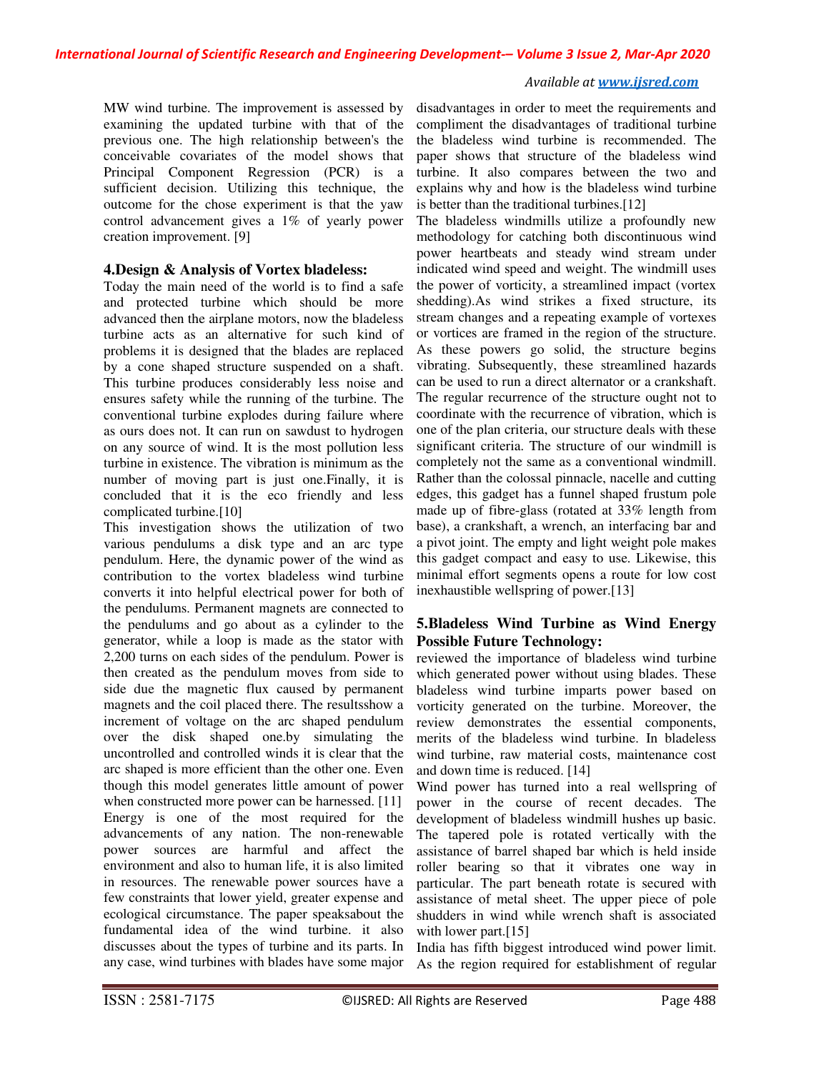MW wind turbine. The improvement is assessed by examining the updated turbine with that of the previous one. The high relationship between's the conceivable covariates of the model shows that Principal Component Regression (PCR) is a sufficient decision. Utilizing this technique, the outcome for the chose experiment is that the yaw control advancement gives a 1% of yearly power creation improvement. [9]

## 4.Design & Analysis of Vortex bladeless:

Today the main need of the world is to find a safe and protected turbine which should be more advanced then the airplane motors, now the bladeless turbine acts as an alternative for such kind of problems it is designed that the blades are replaced by a cone shaped structure suspended on a shaft. This turbine produces considerably less noise and ensures safety while the running of the turbine. The conventional turbine explodes during failure where as ours does not. It can run on sawdust to hydrogen on any source of wind. It is the most pollution less turbine in existence. The vibration is minimum as the number of moving part is just one.Finally, it is concluded that it is the eco friendly and less complicated turbine.[10]

This investigation shows the utilization of two various pendulums a disk type and an arc type pendulum. Here, the dynamic power of the wind as contribution to the vortex bladeless wind turbine converts it into helpful electrical power for both of the pendulums. Permanent magnets are connected to the pendulums and go about as a cylinder to the generator, while a loop is made as the stator with 2,200 turns on each sides of the pendulum. Power is then created as the pendulum moves from side to side due the magnetic flux caused by permanent magnets and the coil placed there. The resultsshow a increment of voltage on the arc shaped pendulum over the disk shaped one.by simulating the uncontrolled and controlled winds it is clear that the arc shaped is more efficient than the other one. Even though this model generates little amount of power when constructed more power can be harnessed. [11]

Energy is one of the most required for the advancements of any nation. The non-renewable power sources are harmful and affect the environment and also to human life, it is also limited in resources. The renewable power sources have a few constraints that lower yield, greater expense and ecological circumstance. The paper speaksabout the fundamental idea of the wind turbine. it also discusses about the types of turbine and its parts. In any case, wind turbines with blades have some major disadvantages in order to meet the requirements and compliment the disadvantages of traditional turbine the bladeless wind turbine is recommended. The paper shows that structure of the bladeless wind turbine. It also compares between the two and explains why and how is the bladeless wind turbine is better than the traditional turbines.[12]

The bladeless windmills utilize a profoundly new methodology for catching both discontinuous wind power heartbeats and steady wind stream under indicated wind speed and weight. The windmill uses the power of vorticity, a streamlined impact (vortex shedding).As wind strikes a fixed structure, its stream changes and a repeating example of vortexes or vortices are framed in the region of the structure. As these powers go solid, the structure begins vibrating. Subsequently, these streamlined hazards can be used to run a direct alternator or a crankshaft. The regular recurrence of the structure ought not to coordinate with the recurrence of vibration, which is one of the plan criteria, our structure deals with these significant criteria. The structure of our windmill is completely not the same as a conventional windmill. Rather than the colossal pinnacle, nacelle and cutting edges, this gadget has a funnel shaped frustum pole made up of fibre-glass (rotated at 33% length from base), a crankshaft, a wrench, an interfacing bar and a pivot joint. The empty and light weight pole makes this gadget compact and easy to use. Likewise, this minimal effort segments opens a route for low cost inexhaustible wellspring of power.[13]

## 5.Bladeless Wind Turbine as Wind Energy Possible Future Technology:

reviewed the importance of bladeless wind turbine which generated power without using blades. These bladeless wind turbine imparts power based on vorticity generated on the turbine. Moreover, the review demonstrates the essential components, merits of the bladeless wind turbine. In bladeless wind turbine, raw material costs, maintenance cost and down time is reduced. [14]

Wind power has turned into a real wellspring of power in the course of recent decades. The development of bladeless windmill hushes up basic. The tapered pole is rotated vertically with the assistance of barrel shaped bar which is held inside roller bearing so that it vibrates one way in particular. The part beneath rotate is secured with assistance of metal sheet. The upper piece of pole shudders in wind while wrench shaft is associated with lower part.[15]

India has fifth biggest introduced wind power limit. As the region required for establishment of regular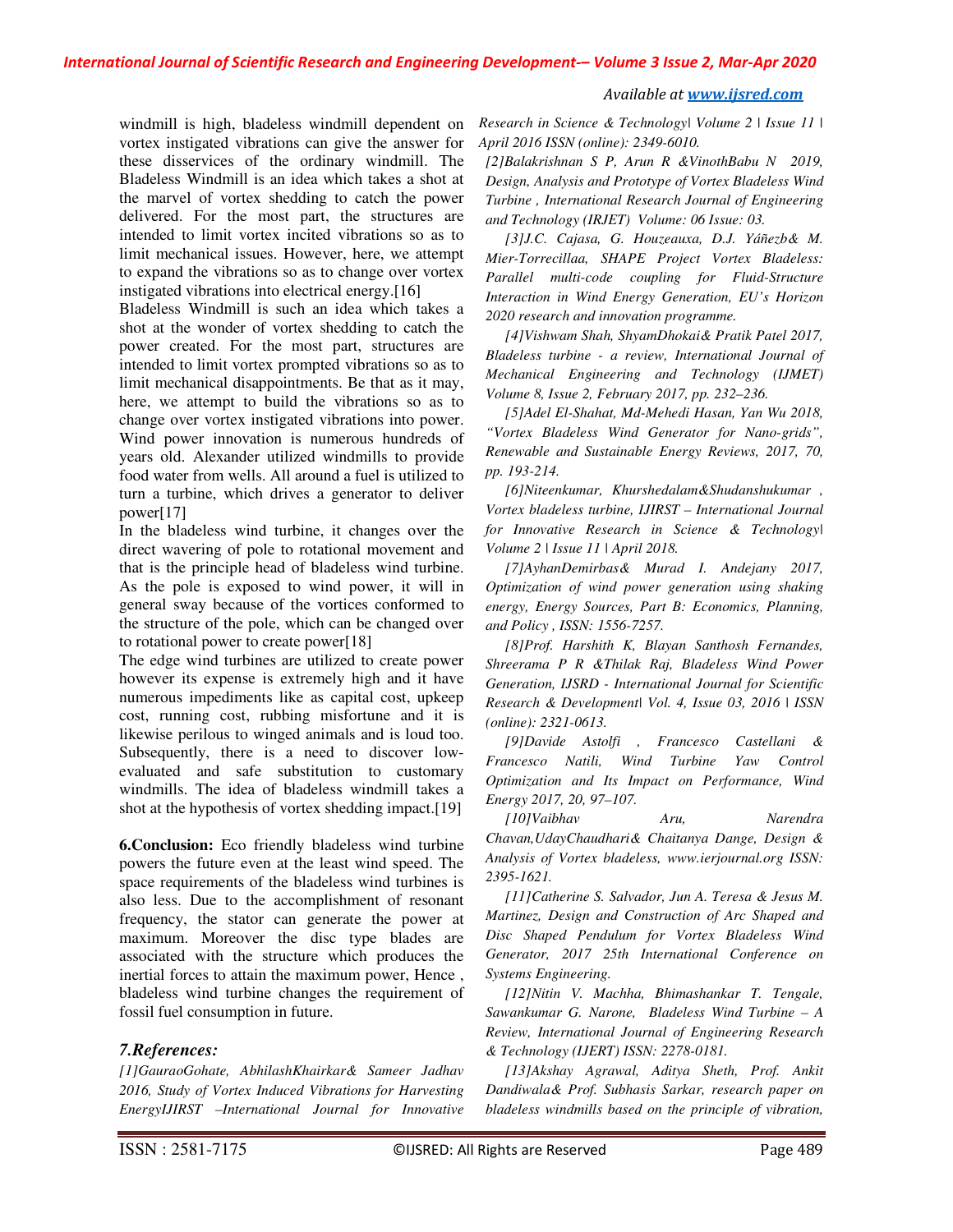windmill is high, bladeless windmill dependent on vortex instigated vibrations can give the answer for these disservices of the ordinary windmill. The Bladeless Windmill is an idea which takes a shot at the marvel of vortex shedding to catch the power delivered. For the most part, the structures are intended to limit vortex incited vibrations so as to limit mechanical issues. However, here, we attempt to expand the vibrations so as to change over vortex instigated vibrations into electrical energy.[16]

Bladeless Windmill is such an idea which takes a shot at the wonder of vortex shedding to catch the power created. For the most part, structures are intended to limit vortex prompted vibrations so as to limit mechanical disappointments. Be that as it may, here, we attempt to build the vibrations so as to change over vortex instigated vibrations into power. Wind power innovation is numerous hundreds of years old. Alexander utilized windmills to provide food water from wells. All around a fuel is utilized to turn a turbine, which drives a generator to deliver power[17]

In the bladeless wind turbine, it changes over the direct wavering of pole to rotational movement and that is the principle head of bladeless wind turbine. As the pole is exposed to wind power, it will in general sway because of the vortices conformed to the structure of the pole, which can be changed over to rotational power to create power[18]

The edge wind turbines are utilized to create power however its expense is extremely high and it have numerous impediments like as capital cost, upkeep cost, running cost, rubbing misfortune and it is likewise perilous to winged animals and is loud too. Subsequently, there is a need to discover low-evaluated and safe substitution to customary windmills. The idea of bladeless windmill takes a shot at the hypothesis of vortex shedding impact.[19]

**6.Conclusion:** Eco friendly bladeless wind turbine powers the future even at the least wind speed. The space requirements of the bladeless wind turbines is also less. Due to the accomplishment of resonant frequency, the stator can generate the power at maximum. Moreover the disc type blades are associated with the structure which produces the inertial forces to attain the maximum power, Hence , bladeless wind turbine changes the requirement of fossil fuel consumption in future.

## *7.References:*

*[1]GauraoGohate, AbhilashKhairkar& Sameer Jadhav 2016, Study of Vortex Induced Vibrations for Harvesting EnergyIJIRST –International Journal for Innovative Research in Science & Technology| Volume 2 | Issue 11 | April 2016 ISSN (online): 2349-6010.*

*[2]Balakrishnan S P, Arun R &VinothBabu N 2019, Design, Analysis and Prototype of Vortex Bladeless Wind Turbine , International Research Journal of Engineering and Technology (IRJET) Volume: 06 Issue: 03.*

*[3]J.C. Cajasa, G. Houzeauxa, D.J. Yáñezb& M. Mier-Torrecillaa, SHAPE Project Vortex Bladeless: Parallel multi-code coupling for Fluid-Structure Interaction in Wind Energy Generation, EU's Horizon 2020 research and innovation programme.*

*[4]Vishwam Shah, ShyamDhokai& Pratik Patel 2017, Bladeless turbine - a review, International Journal of Mechanical Engineering and Technology (IJMET) Volume 8, Issue 2, February 2017, pp. 232–236.*

*[5]Adel El-Shahat, Md-Mehedi Hasan, Yan Wu 2018, "Vortex Bladeless Wind Generator for Nano-grids", Renewable and Sustainable Energy Reviews, 2017, 70, pp. 193-214.*

*[6]Niteenkumar, Khurshedalam&Shudanshukumar , Vortex bladeless turbine, IJIRST – International Journal for Innovative Research in Science & Technology| Volume 2 | Issue 11 | April 2018.*

*[7]AyhanDemirbas& Murad I. Andejany 2017, Optimization of wind power generation using shaking energy, Energy Sources, Part B: Economics, Planning, and Policy , ISSN: 1556-7257.*

*[8]Prof. Harshith K, Blayan Santhosh Fernandes, Shreerama P R &Thilak Raj, Bladeless Wind Power Generation, IJSRD - International Journal for Scientific Research & Development| Vol. 4, Issue 03, 2016 | ISSN (online): 2321-0613.*

*[9]Davide Astolfi , Francesco Castellani & Francesco Natili, Wind Turbine Yaw Control Optimization and Its Impact on Performance, Wind Energy 2017, 20, 97–107.*

*[10]Vaibhav Aru, Narendra Chavan,UdayChaudhari& Chaitanya Dange, Design & Analysis of Vortex bladeless, www.ierjournal.org ISSN: 2395-1621.*

*[11]Catherine S. Salvador, Jun A. Teresa & Jesus M. Martinez, Design and Construction of Arc Shaped and Disc Shaped Pendulum for Vortex Bladeless Wind Generator, 2017 25th International Conference on Systems Engineering.*

*[12]Nitin V. Machha, Bhimashankar T. Tengale, Sawankumar G. Narone, Bladeless Wind Turbine – A Review, International Journal of Engineering Research & Technology (IJERT) ISSN: 2278-0181.*

*[13]Akshay Agrawal, Aditya Sheth, Prof. Ankit Dandiwala& Prof. Subhasis Sarkar, research paper on bladeless windmills based on the principle of vibration,*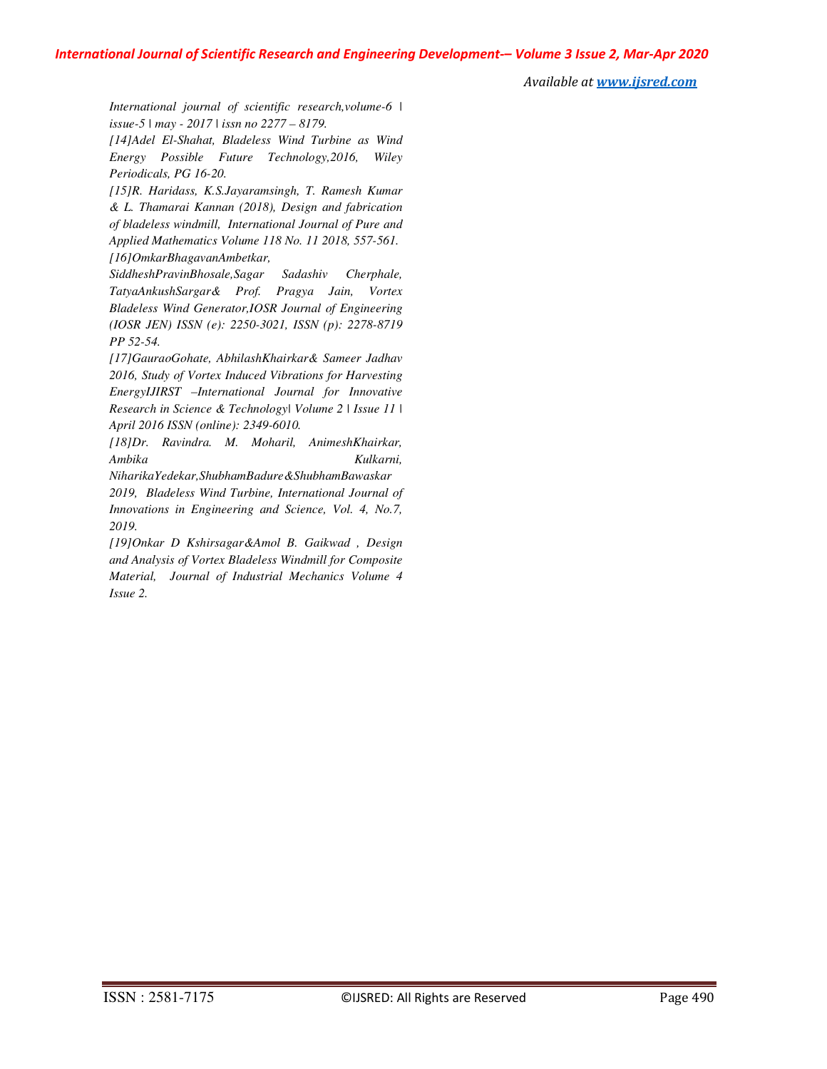*International journal of scientific research,volume-6 | issue-5 | may - 2017 | issn no 2277 – 8179.*

*[14]Adel El-Shahat, Bladeless Wind Turbine as Wind Energy Possible Future Technology,2016, Wiley Periodicals, PG 16-20.*

*[15]R. Haridass, K.S.Jayaramsingh, T. Ramesh Kumar & L. Thamarai Kannan (2018), Design and fabrication of bladeless windmill, International Journal of Pure and Applied Mathematics Volume 118 No. 11 2018, 557-561.*

*[16]OmkarBhagavanAmbetkar, SiddheshPravinBhosale,Sagar Sadashiv Cherphale, TatyaAnkushSargar& Prof. Pragya Jain, Vortex Bladeless Wind Generator,IOSR Journal of Engineering (IOSR JEN) ISSN (e): 2250-3021, ISSN (p): 2278-8719 PP 52-54.*

*[17]GauraoGohate, AbhilashKhairkar& Sameer Jadhav 2016, Study of Vortex Induced Vibrations for Harvesting EnergyIJIRST –International Journal for Innovative Research in Science & Technology| Volume 2 | Issue 11 | April 2016 ISSN (online): 2349-6010.*

*[18]Dr. Ravindra. M. Moharil, AnimeshKhairkar, Ambika Kulkarni, NiharikaYedekar,ShubhamBadure&ShubhamBawaskar 2019, Bladeless Wind Turbine, International Journal of Innovations in Engineering and Science, Vol. 4, No.7, 2019.*

*[19]Onkar D Kshirsagar&Amol B. Gaikwad , Design and Analysis of Vortex Bladeless Windmill for Composite Material, Journal of Industrial Mechanics Volume 4 Issue 2.*